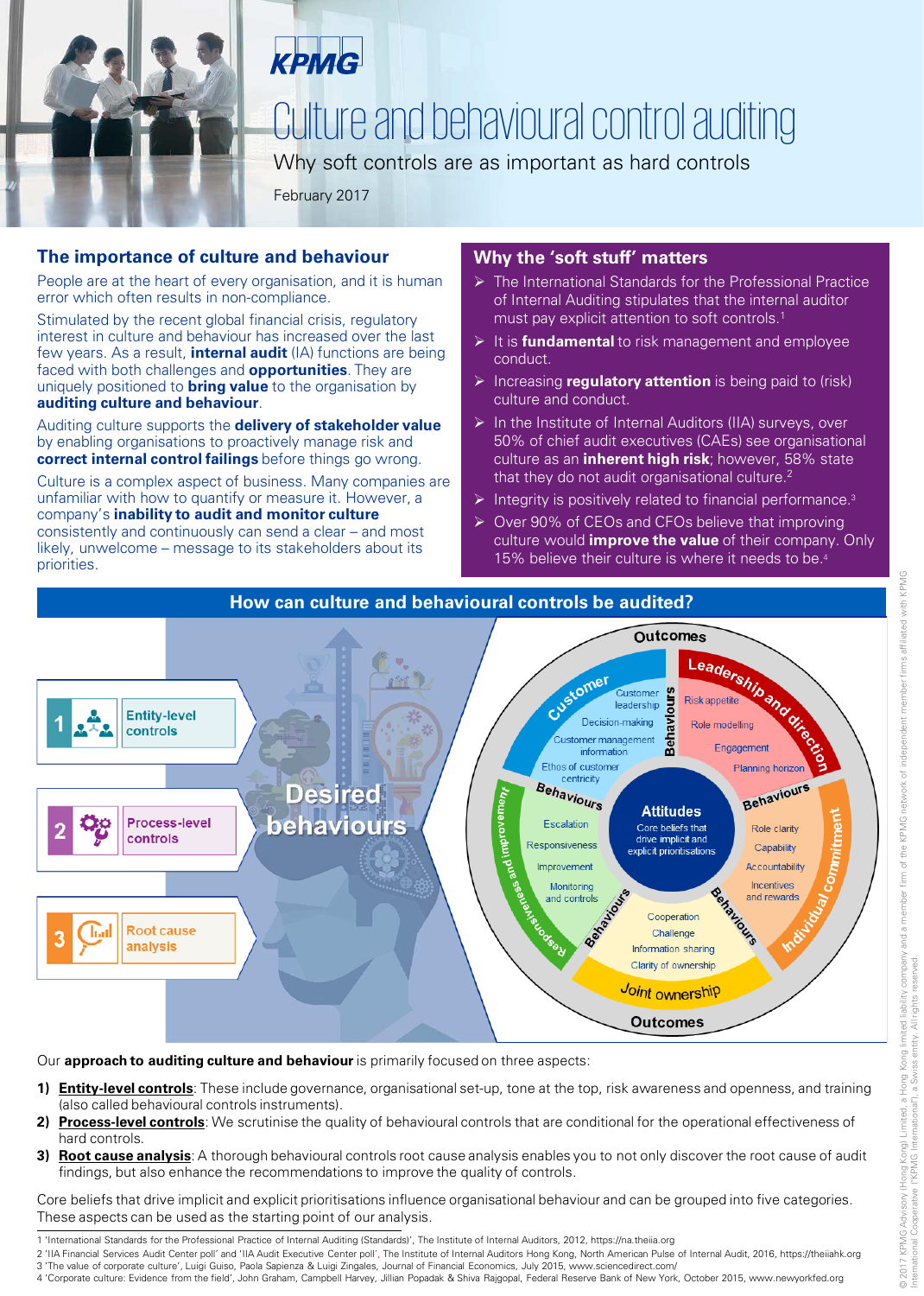KPMG

# Culture and behavioural control auditing

Why soft controls are as important as hard controls

February 2017

## The importance of culture and behaviour

People are at the heart of every organisation, and it is human error which often results in non-compliance.

Stimulated by the recent global financial crisis, regulatory interest in culture and behaviour has increased over the last few years. As a result, **internal audit** (IA) functions are being faced with both challenges and **opportunities**. They are uniquely positioned to **bring value** to the organisation by **auditing culture and behaviour**.

Auditing culture supports the **delivery of stakeholder value** by enabling organisations to proactively manage risk and **correct internal control failings** before things go wrong.

Culture is a complex aspect of business. Many companies are unfamiliar with how to quantify or measure it. However, a company's **inability to audit and monitor culture** consistently and continuously can send a clear – and most likely, unwelcome – message to its stakeholders about its priorities.

## Why the 'soft stuff' matters

- The International Standards for the Professional Practice of Internal Auditing stipulates that the internal auditor must pay explicit attention to soft controls.[1]
- It is **fundamental** to risk management and employee conduct.
- Increasing **regulatory attention** is being paid to (risk) culture and conduct.
- In the Institute of Internal Auditors (IIA) surveys, over 50% of chief audit executives (CAEs) see organisational culture as an **inherent high risk**; however, 58% state that they do not audit organisational culture.[2]
- Integrity is positively related to financial performance.[3]
- Over 90% of CEOs and CFOs believe that improving culture would **improve the value** of their company. Only 15% believe their culture is where it needs to be.[4]

## How can culture and behavioural controls be audited?

1. Entity-level controls
2. Process-level controls
3. Root cause analysis

Desired behaviours

**Outcomes**

- **Attitudes**: Core beliefs that drive implicit and explicit prioritisations
- **Customer** – Behaviours: Customer leadership, Decision-making, Customer management information, Ethos of customer centricity
- **Leadership and direction** – Behaviours: Risk appetite, Role modelling, Engagement, Planning horizon
- **Individual commitment** – Behaviours: Role clarity, Capability, Accountability, Incentives and rewards
- **Joint ownership** – Behaviours: Cooperation, Challenge, Information sharing, Clarity of ownership
- **Responsiveness and improvement** – Behaviours: Escalation, Responsiveness, Improvement, Monitoring and controls

**Outcomes**

Our **approach to auditing culture and behaviour** is primarily focused on three aspects:

1) **Entity-level controls**: These include governance, organisational set-up, tone at the top, risk awareness and openness, and training (also called behavioural controls instruments).
2) **Process-level controls**: We scrutinise the quality of behavioural controls that are conditional for the operational effectiveness of hard controls.
3) **Root cause analysis**: A thorough behavioural controls root cause analysis enables you to not only discover the root cause of audit findings, but also enhance the recommendations to improve the quality of controls.

Core beliefs that drive implicit and explicit prioritisations influence organisational behaviour and can be grouped into five categories. These aspects can be used as the starting point of our analysis.

1 'International Standards for the Professional Practice of Internal Auditing (Standards)', The Institute of Internal Auditors, 2012, https://na.theiia.org
2 'IIA Financial Services Audit Center poll' and 'IIA Audit Executive Center poll', The Institute of Internal Auditors Hong Kong, North American Pulse of Internal Audit, 2016, https://theiiahk.org
3 'The value of corporate culture', Luigi Guiso, Paola Sapienza & Luigi Zingales, Journal of Financial Economics, July 2015, www.sciencedirect.com/
4 'Corporate culture: Evidence from the field', John Graham, Campbell Harvey, Jillian Popadak & Shiva Rajgopal, Federal Reserve Bank of New York, October 2015, www.newyorkfed.org

© 2017 KPMG Advisory (Hong Kong) Limited, a Hong Kong limited liability company and a member firm of the KPMG network of independent member firms affiliated with KPMG International Cooperative ("KPMG International"), a Swiss entity. All rights reserved.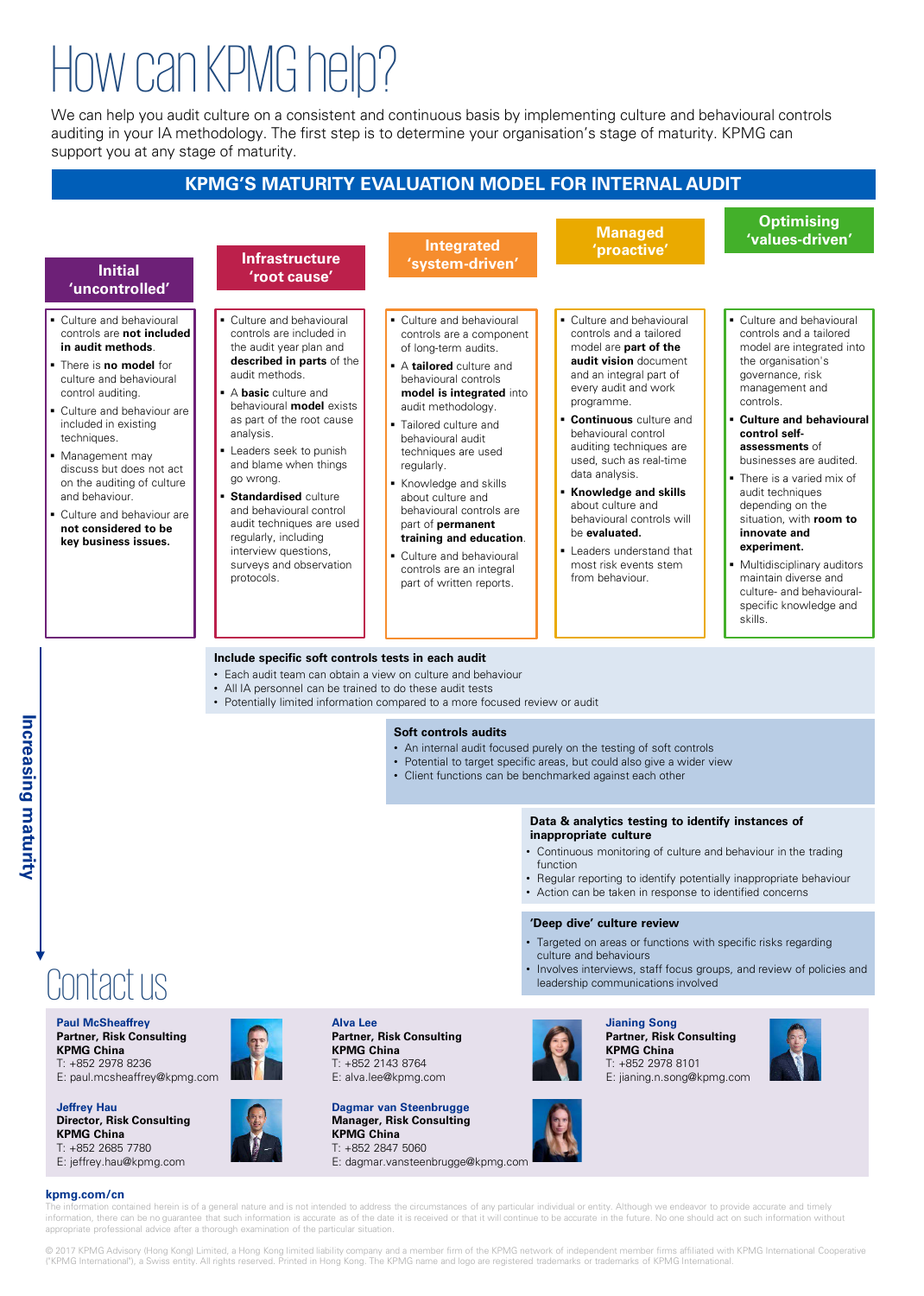# How can KPMG help?

We can help you audit culture on a consistent and continuous basis by implementing culture and behavioural controls auditing in your IA methodology. The first step is to determine your organisation's stage of maturity. KPMG can support you at any stage of maturity.

## KPMG'S MATURITY EVALUATION MODEL FOR INTERNAL AUDIT

### Initial 'uncontrolled'

- Culture and behavioural controls are **not included in audit methods**.
- There is **no model** for culture and behavioural control auditing.
- Culture and behaviour are included in existing techniques.
- Management may discuss but does not act on the auditing of culture and behaviour.
- Culture and behaviour are **not considered to be key business issues.**

### Infrastructure 'root cause'

- Culture and behavioural controls are included in the audit year plan and **described in parts** of the audit methods.
- A **basic** culture and behavioural **model** exists as part of the root cause analysis.
- Leaders seek to punish and blame when things go wrong.
- **Standardised** culture and behavioural control audit techniques are used regularly, including interview questions, surveys and observation protocols.

### Integrated 'system-driven'

- Culture and behavioural controls are a component of long-term audits.
- A **tailored** culture and behavioural controls **model is integrated** into audit methodology.
- Tailored culture and behavioural audit techniques are used regularly.
- Knowledge and skills about culture and behavioural controls are part of **permanent training and education**.
- Culture and behavioural controls are an integral part of written reports.

### Managed 'proactive'

- Culture and behavioural controls and a tailored model are **part of the audit vision** document and an integral part of every audit and work programme.
- **Continuous** culture and behavioural control auditing techniques are used, such as real-time data analysis.
- **Knowledge and skills** about culture and behavioural controls will be **evaluated.**
- Leaders understand that most risk events stem from behaviour.

### Optimising 'values-driven'

- Culture and behavioural controls and a tailored model are integrated into the organisation's governance, risk management and controls.
- **Culture and behavioural control self-assessments** of businesses are audited.
- There is a varied mix of audit techniques depending on the situation, with **room to innovate and experiment.**
- Multidisciplinary auditors maintain diverse and culture- and behavioural-specific knowledge and skills.

**Increasing maturity**

**Include specific soft controls tests in each audit**

- Each audit team can obtain a view on culture and behaviour
- All IA personnel can be trained to do these audit tests
- Potentially limited information compared to a more focused review or audit

**Soft controls audits**

- An internal audit focused purely on the testing of soft controls
- Potential to target specific areas, but could also give a wider view
- Client functions can be benchmarked against each other

**Data & analytics testing to identify instances of inappropriate culture**

- Continuous monitoring of culture and behaviour in the trading function
- Regular reporting to identify potentially inappropriate behaviour
- Action can be taken in response to identified concerns

**'Deep dive' culture review**

- Targeted on areas or functions with specific risks regarding culture and behaviours
- Involves interviews, staff focus groups, and review of policies and leadership communications involved

# Contact us

**Paul McSheaffrey**
**Partner, Risk Consulting**
**KPMG China**
T: +852 2978 8236
E: paul.mcsheaffrey@kpmg.com

**Alva Lee**
**Partner, Risk Consulting**
**KPMG China**
T: +852 2143 8764
E: alva.lee@kpmg.com

**Jianing Song**
**Partner, Risk Consulting**
**KPMG China**
T: +852 2978 8101
E: jianing.n.song@kpmg.com

**Jeffrey Hau**
**Director, Risk Consulting**
**KPMG China**
T: +852 2685 7780
E: jeffrey.hau@kpmg.com

**Dagmar van Steenbrugge**
**Manager, Risk Consulting**
**KPMG China**
T: +852 2847 5060
E: dagmar.vansteenbrugge@kpmg.com

**kpmg.com/cn**

The information contained herein is of a general nature and is not intended to address the circumstances of any particular individual or entity. Although we endeavor to provide accurate and timely information, there can be no guarantee that such information is accurate as of the date it is received or that it will continue to be accurate in the future. No one should act on such information without appropriate professional advice after a thorough examination of the particular situation.

© 2017 KPMG Advisory (Hong Kong) Limited, a Hong Kong limited liability company and a member firm of the KPMG network of independent member firms affiliated with KPMG International Cooperative ("KPMG International"), a Swiss entity. All rights reserved. Printed in Hong Kong. The KPMG name and logo are registered trademarks or trademarks of KPMG International.